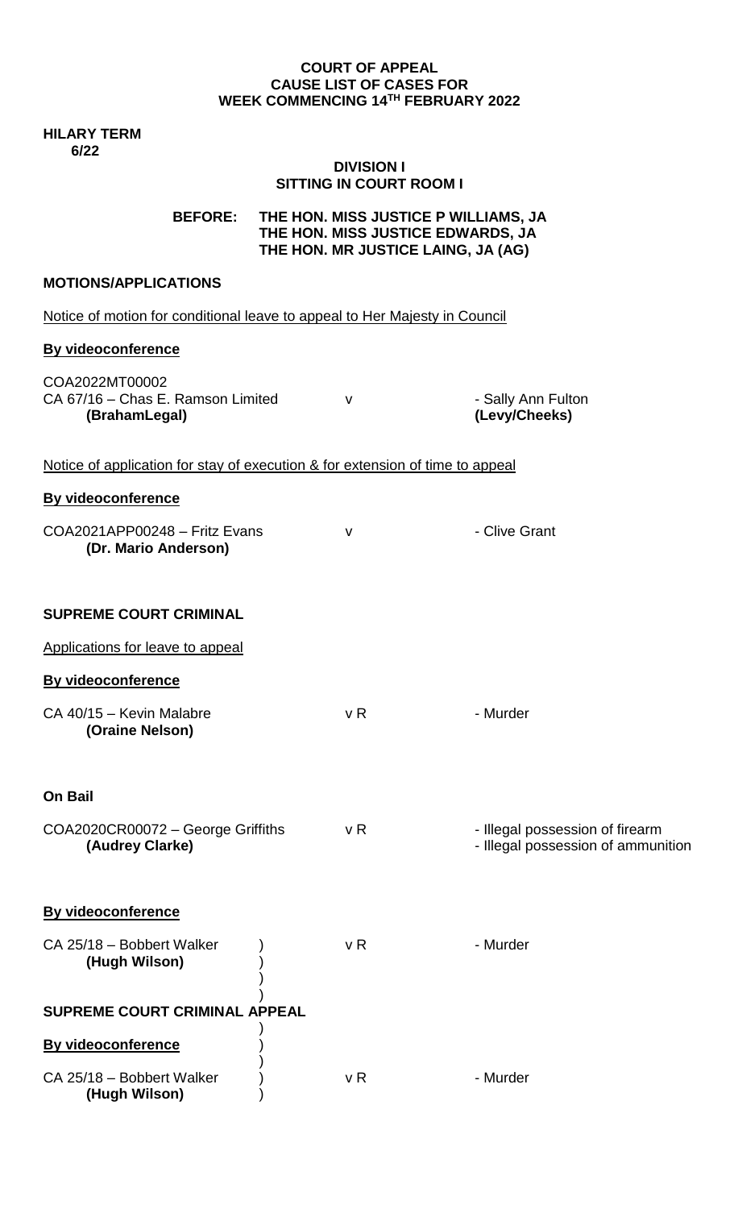**COURT OF APPEAL**
**CAUSE LIST OF CASES FOR**
**WEEK COMMENCING 14TH FEBRUARY 2022**

**HILARY TERM**
**6/22**

**DIVISION I**
**SITTING IN COURT ROOM I**

**BEFORE:** **THE HON. MISS JUSTICE P WILLIAMS, JA**
**THE HON. MISS JUSTICE EDWARDS, JA**
**THE HON. MR JUSTICE LAING, JA (AG)**

**MOTIONS/APPLICATIONS**

Notice of motion for conditional leave to appeal to Her Majesty in Council

**By videoconference**

COA2022MT00002
CA 67/16 – Chas E. Ramson Limited v - Sally Ann Fulton
**(BrahamLegal)** **(Levy/Cheeks)**

Notice of application for stay of execution & for extension of time to appeal

**By videoconference**

COA2021APP00248 – Fritz Evans v - Clive Grant
**(Dr. Mario Anderson)**

**SUPREME COURT CRIMINAL**

Applications for leave to appeal

**By videoconference**

CA 40/15 – Kevin Malabre v R - Murder
**(Oraine Nelson)**

**On Bail**

COA2020CR00072 – George Griffiths v R - Illegal possession of firearm
**(Audrey Clarke)** - Illegal possession of ammunition

**By videoconference**

CA 25/18 – Bobbert Walker v R - Murder
**(Hugh Wilson)**

**SUPREME COURT CRIMINAL APPEAL**

**By videoconference**

CA 25/18 – Bobbert Walker v R - Murder
**(Hugh Wilson)**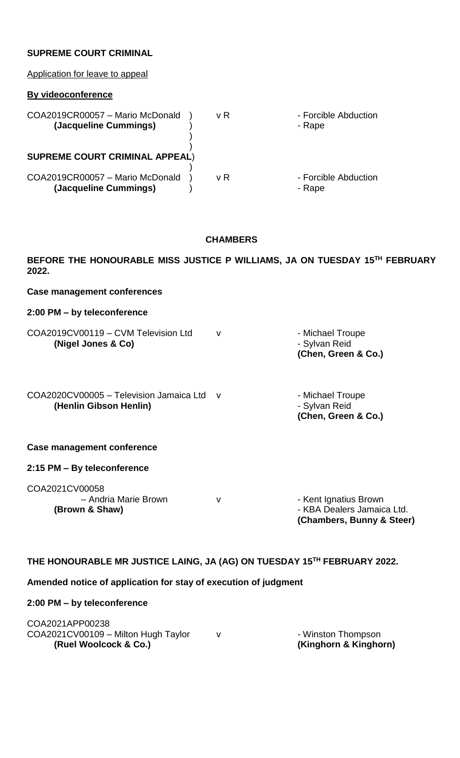**SUPREME COURT CRIMINAL**

Application for leave to appeal

**By videoconference**

| | | |
|---|---|---|
| COA2019CR00057 – Mario McDonald **(Jacqueline Cummings)** | v R | - Forcible Abduction<br>- Rape |

**SUPREME COURT CRIMINAL APPEAL**

| | | |
|---|---|---|
| COA2019CR00057 – Mario McDonald **(Jacqueline Cummings)** | v R | - Forcible Abduction<br>- Rape |

**CHAMBERS**

**BEFORE THE HONOURABLE MISS JUSTICE P WILLIAMS, JA ON TUESDAY 15TH FEBRUARY 2022.**

**Case management conferences**

**2:00 PM – by teleconference**

| | | |
|---|---|---|
| COA2019CV00119 – CVM Television Ltd **(Nigel Jones & Co)** | v | - Michael Troupe<br>- Sylvan Reid<br>**(Chen, Green & Co.)** |
| COA2020CV00005 – Television Jamaica Ltd **(Henlin Gibson Henlin)** | v | - Michael Troupe<br>- Sylvan Reid<br>**(Chen, Green & Co.)** |

**Case management conference**

**2:15 PM – By teleconference**

| | | |
|---|---|---|
| COA2021CV00058 – Andria Marie Brown **(Brown & Shaw)** | v | - Kent Ignatius Brown<br>- KBA Dealers Jamaica Ltd.<br>**(Chambers, Bunny & Steer)** |

**THE HONOURABLE MR JUSTICE LAING, JA (AG) ON TUESDAY 15TH FEBRUARY 2022.**

**Amended notice of application for stay of execution of judgment**

**2:00 PM – by teleconference**

| | | |
|---|---|---|
| COA2021APP00238<br>COA2021CV00109 – Milton Hugh Taylor **(Ruel Woolcock & Co.)** | v | - Winston Thompson<br>**(Kinghorn & Kinghorn)** |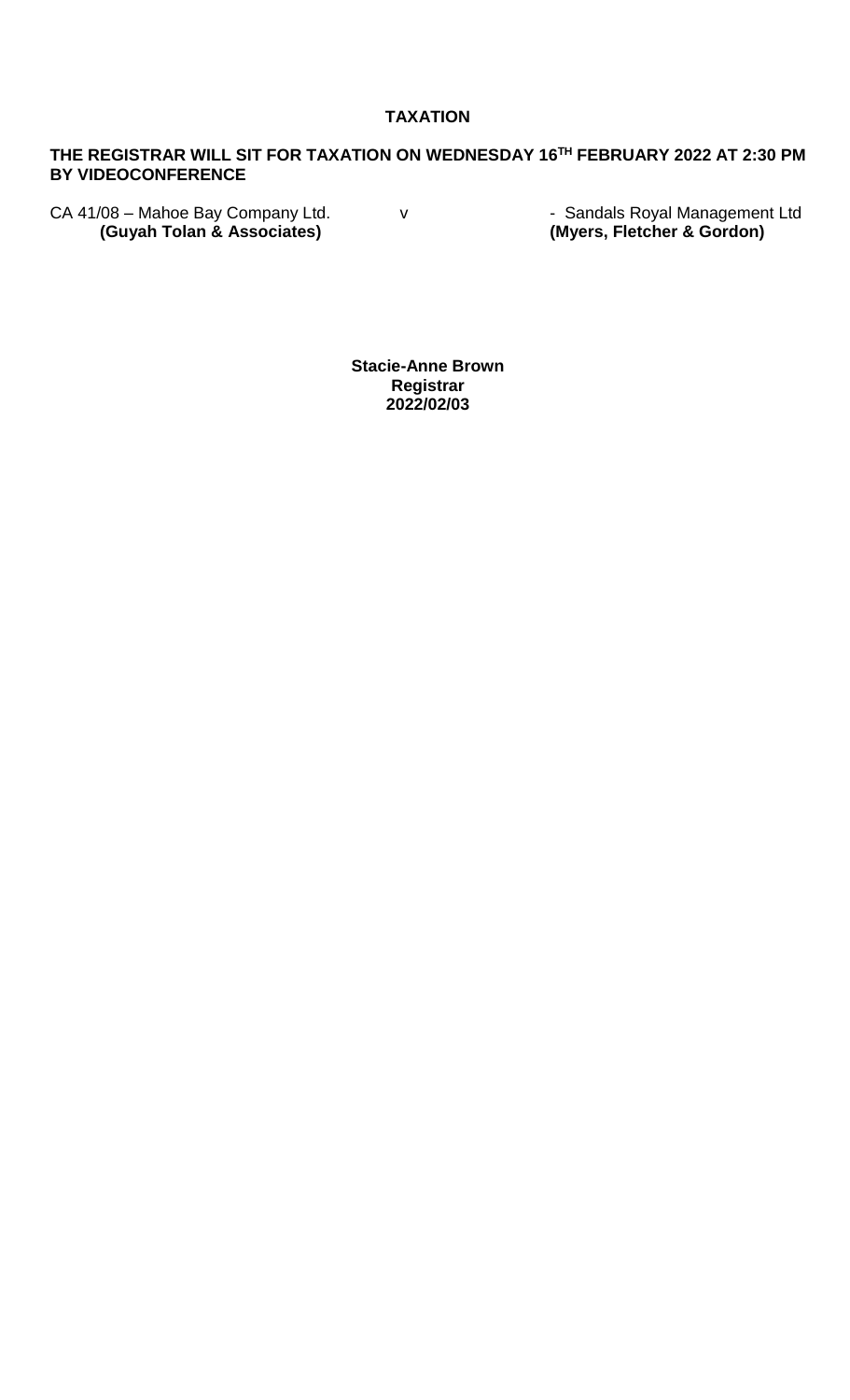# TAXATION

**THE REGISTRAR WILL SIT FOR TAXATION ON WEDNESDAY 16TH FEBRUARY 2022 AT 2:30 PM BY VIDEOCONFERENCE**

| | | |
|---|---|---|
| CA 41/08 – Mahoe Bay Company Ltd. **(Guyah Tolan & Associates)** | v | - Sandals Royal Management Ltd **(Myers, Fletcher & Gordon)** |

**Stacie-Anne Brown**
**Registrar**
**2022/02/03**